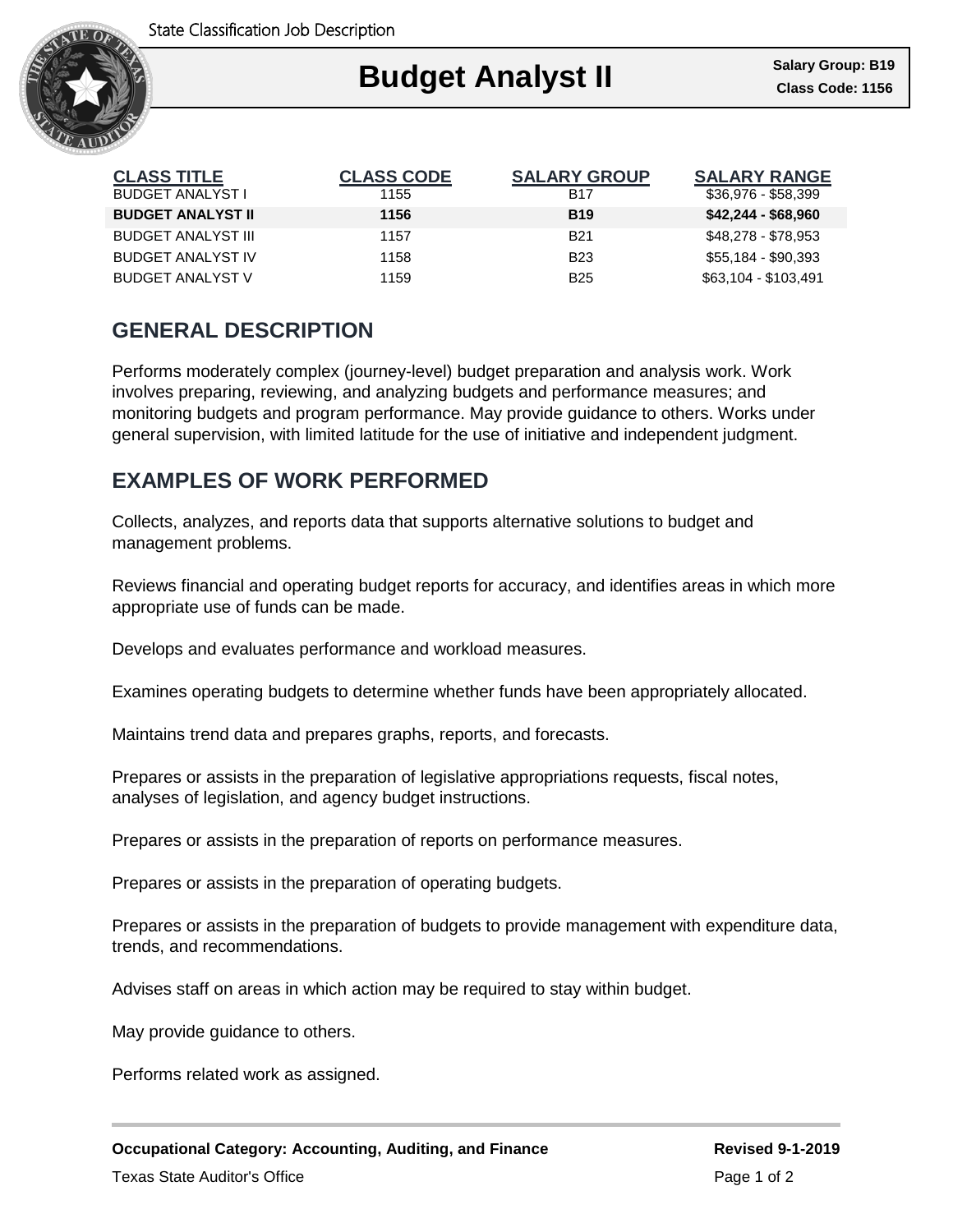State Classification Job Description

# Budget Analyst II

**Salary Group: B19**
**Class Code: 1156**

| CLASS TITLE | CLASS CODE | SALARY GROUP | SALARY RANGE |
|---|---|---|---|
| BUDGET ANALYST I | 1155 | B17 | $36,976 - $58,399 |
| **BUDGET ANALYST II** | **1156** | **B19** | **$42,244 - $68,960** |
| BUDGET ANALYST III | 1157 | B21 | $48,278 - $78,953 |
| BUDGET ANALYST IV | 1158 | B23 | $55,184 - $90,393 |
| BUDGET ANALYST V | 1159 | B25 | $63,104 - $103,491 |

## GENERAL DESCRIPTION

Performs moderately complex (journey-level) budget preparation and analysis work. Work involves preparing, reviewing, and analyzing budgets and performance measures; and monitoring budgets and program performance. May provide guidance to others. Works under general supervision, with limited latitude for the use of initiative and independent judgment.

## EXAMPLES OF WORK PERFORMED

Collects, analyzes, and reports data that supports alternative solutions to budget and management problems.

Reviews financial and operating budget reports for accuracy, and identifies areas in which more appropriate use of funds can be made.

Develops and evaluates performance and workload measures.

Examines operating budgets to determine whether funds have been appropriately allocated.

Maintains trend data and prepares graphs, reports, and forecasts.

Prepares or assists in the preparation of legislative appropriations requests, fiscal notes, analyses of legislation, and agency budget instructions.

Prepares or assists in the preparation of reports on performance measures.

Prepares or assists in the preparation of operating budgets.

Prepares or assists in the preparation of budgets to provide management with expenditure data, trends, and recommendations.

Advises staff on areas in which action may be required to stay within budget.

May provide guidance to others.

Performs related work as assigned.

---

**Occupational Category: Accounting, Auditing, and Finance** **Revised 9-1-2019**

Texas State Auditor's Office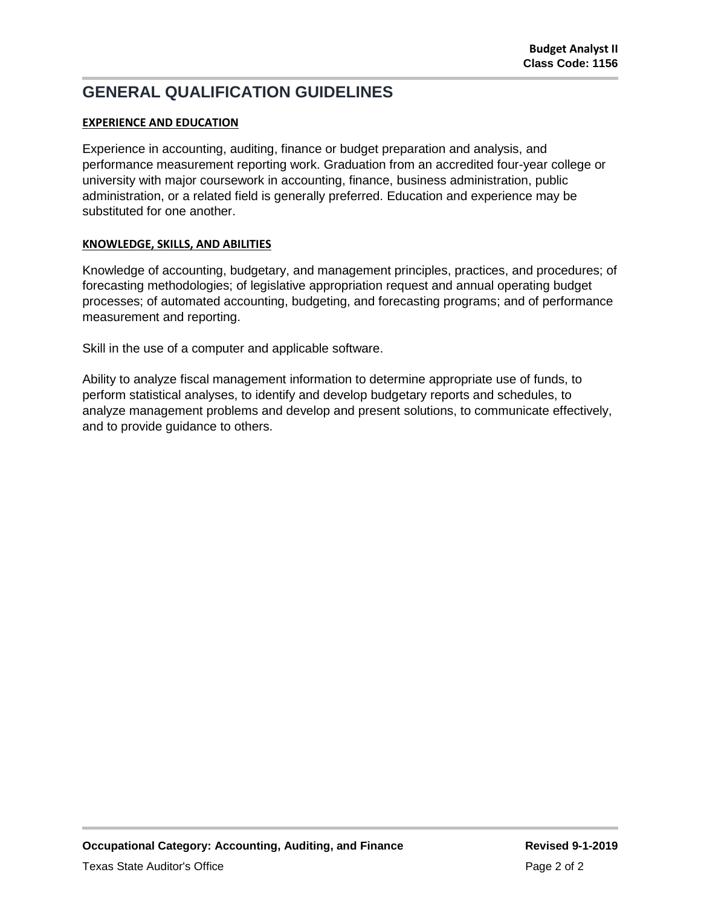# GENERAL QUALIFICATION GUIDELINES

## EXPERIENCE AND EDUCATION

Experience in accounting, auditing, finance or budget preparation and analysis, and performance measurement reporting work. Graduation from an accredited four-year college or university with major coursework in accounting, finance, business administration, public administration, or a related field is generally preferred. Education and experience may be substituted for one another.

## KNOWLEDGE, SKILLS, AND ABILITIES

Knowledge of accounting, budgetary, and management principles, practices, and procedures; of forecasting methodologies; of legislative appropriation request and annual operating budget processes; of automated accounting, budgeting, and forecasting programs; and of performance measurement and reporting.

Skill in the use of a computer and applicable software.

Ability to analyze fiscal management information to determine appropriate use of funds, to perform statistical analyses, to identify and develop budgetary reports and schedules, to analyze management problems and develop and present solutions, to communicate effectively, and to provide guidance to others.